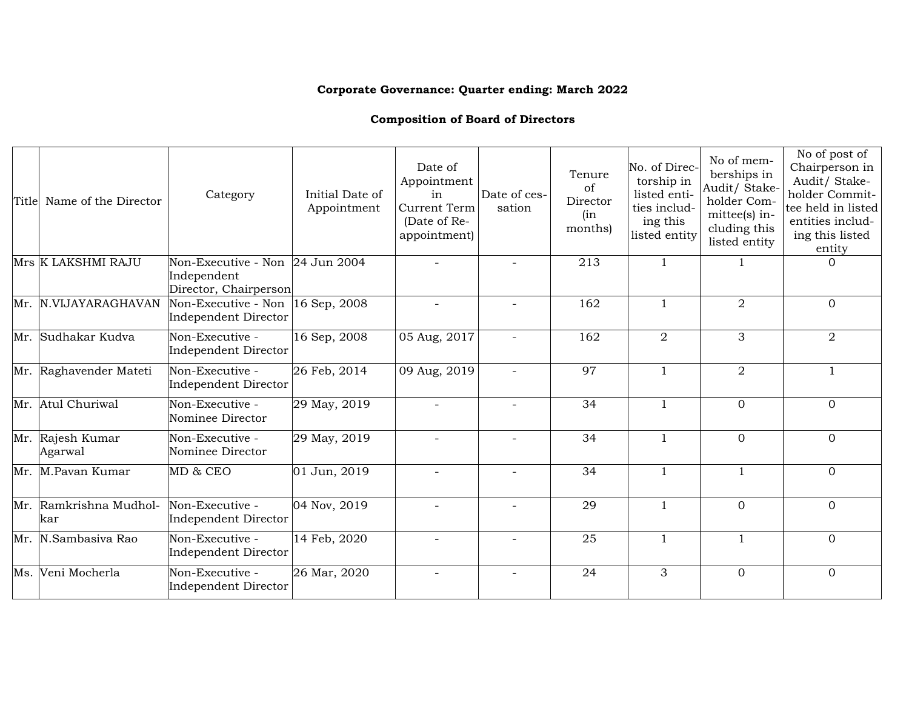**Corporate Governance: Quarter ending: March 2022**

**Composition of Board of Directors**

| Title | Name of the Director | Category | Initial Date of Appointment | Date of Appointment in Current Term (Date of Re-appointment) | Date of cessation | Tenure of Director (in months) | No. of Directorship in listed entities including this listed entity | No of memberships in Audit/ Stakeholder Committee(s) including this listed entity | No of post of Chairperson in Audit/ Stakeholder Committee held in listed entities including this listed entity |
|---|---|---|---|---|---|---|---|---|---|
| Mrs | K LAKSHMI RAJU | Non-Executive - Non Independent Director, Chairperson | 24 Jun 2004 | - | - | 213 | 1 | 1 | 0 |
| Mr. | N.VIJAYARAGHAVAN | Non-Executive - Non Independent Director | 16 Sep, 2008 | - | - | 162 | 1 | 2 | 0 |
| Mr. | Sudhakar Kudva | Non-Executive - Independent Director | 16 Sep, 2008 | 05 Aug, 2017 | - | 162 | 2 | 3 | 2 |
| Mr. | Raghavender Mateti | Non-Executive - Independent Director | 26 Feb, 2014 | 09 Aug, 2019 | - | 97 | 1 | 2 | 1 |
| Mr. | Atul Churiwal | Non-Executive - Nominee Director | 29 May, 2019 | - | - | 34 | 1 | 0 | 0 |
| Mr. | Rajesh Kumar Agarwal | Non-Executive - Nominee Director | 29 May, 2019 | - | - | 34 | 1 | 0 | 0 |
| Mr. | M.Pavan Kumar | MD & CEO | 01 Jun, 2019 | - | - | 34 | 1 | 1 | 0 |
| Mr. | Ramkrishna Mudholkar | Non-Executive - Independent Director | 04 Nov, 2019 | - | - | 29 | 1 | 0 | 0 |
| Mr. | N.Sambasiva Rao | Non-Executive - Independent Director | 14 Feb, 2020 | - | - | 25 | 1 | 1 | 0 |
| Ms. | Veni Mocherla | Non-Executive - Independent Director | 26 Mar, 2020 | - | - | 24 | 3 | 0 | 0 |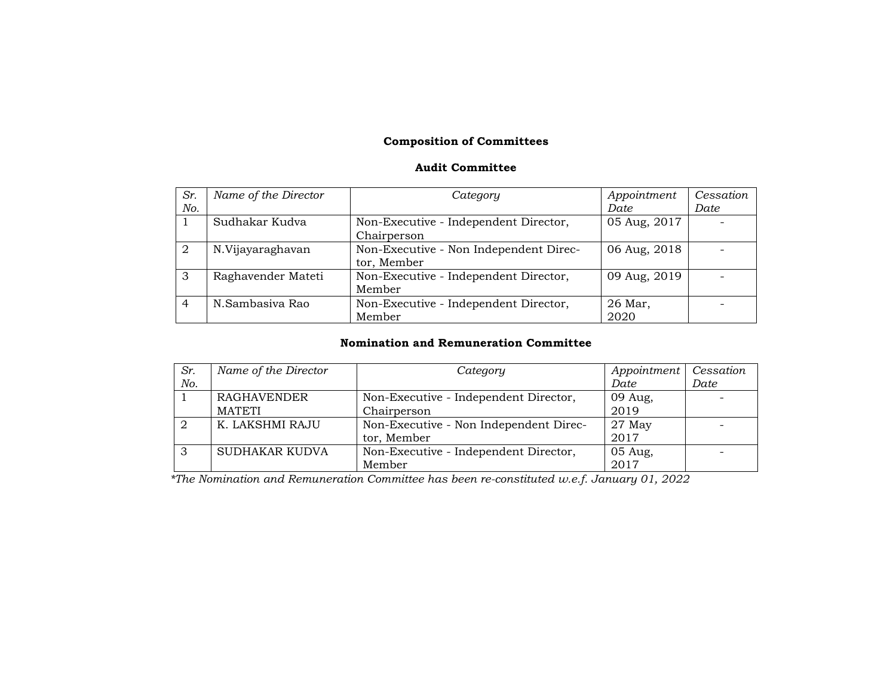# Composition of Committees

## Audit Committee

| *Sr. No.* | *Name of the Director* | *Category* | *Appointment Date* | *Cessation Date* |
|---|---|---|---|---|
| 1 | Sudhakar Kudva | Non-Executive - Independent Director, Chairperson | 05 Aug, 2017 | - |
| 2 | N.Vijayaraghavan | Non-Executive - Non Independent Director, Member | 06 Aug, 2018 | - |
| 3 | Raghavender Mateti | Non-Executive - Independent Director, Member | 09 Aug, 2019 | - |
| 4 | N.Sambasiva Rao | Non-Executive - Independent Director, Member | 26 Mar, 2020 | - |

## Nomination and Remuneration Committee

| *Sr. No.* | *Name of the Director* | *Category* | *Appointment Date* | *Cessation Date* |
|---|---|---|---|---|
| 1 | RAGHAVENDER MATETI | Non-Executive - Independent Director, Chairperson | 09 Aug, 2019 | - |
| 2 | K. LAKSHMI RAJU | Non-Executive - Non Independent Director, Member | 27 May 2017 | - |
| 3 | SUDHAKAR KUDVA | Non-Executive - Independent Director, Member | 05 Aug, 2017 | - |

**The Nomination and Remuneration Committee has been re-constituted w.e.f. January 01, 2022*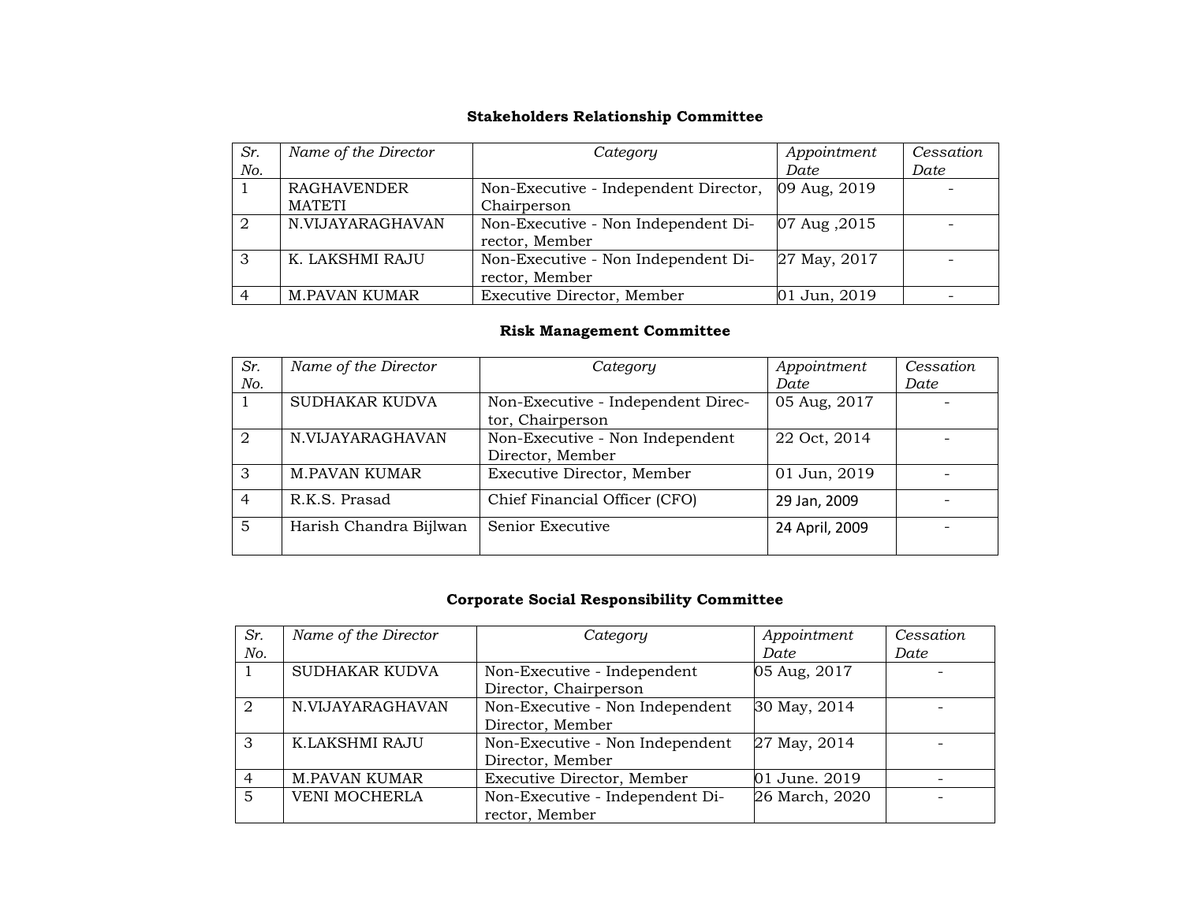**Stakeholders Relationship Committee**

| *Sr. No.* | *Name of the Director* | *Category* | *Appointment Date* | *Cessation Date* |
|---|---|---|---|---|
| 1 | RAGHAVENDER MATETI | Non-Executive - Independent Director, Chairperson | 09 Aug, 2019 | - |
| 2 | N.VIJAYARAGHAVAN | Non-Executive - Non Independent Director, Member | 07 Aug ,2015 | - |
| 3 | K. LAKSHMI RAJU | Non-Executive - Non Independent Director, Member | 27 May, 2017 | - |
| 4 | M.PAVAN KUMAR | Executive Director, Member | 01 Jun, 2019 | - |

**Risk Management Committee**

| *Sr. No.* | *Name of the Director* | *Category* | *Appointment Date* | *Cessation Date* |
|---|---|---|---|---|
| 1 | SUDHAKAR KUDVA | Non-Executive - Independent Director, Chairperson | 05 Aug, 2017 | - |
| 2 | N.VIJAYARAGHAVAN | Non-Executive - Non Independent Director, Member | 22 Oct, 2014 | - |
| 3 | M.PAVAN KUMAR | Executive Director, Member | 01 Jun, 2019 | - |
| 4 | R.K.S. Prasad | Chief Financial Officer (CFO) | 29 Jan, 2009 | - |
| 5 | Harish Chandra Bijlwan | Senior Executive | 24 April, 2009 | - |

**Corporate Social Responsibility Committee**

| *Sr. No.* | *Name of the Director* | *Category* | *Appointment Date* | *Cessation Date* |
|---|---|---|---|---|
| 1 | SUDHAKAR KUDVA | Non-Executive - Independent Director, Chairperson | 05 Aug, 2017 | - |
| 2 | N.VIJAYARAGHAVAN | Non-Executive - Non Independent Director, Member | 30 May, 2014 | - |
| 3 | K.LAKSHMI RAJU | Non-Executive - Non Independent Director, Member | 27 May, 2014 | - |
| 4 | M.PAVAN KUMAR | Executive Director, Member | 01 June. 2019 | - |
| 5 | VENI MOCHERLA | Non-Executive - Independent Director, Member | 26 March, 2020 | - |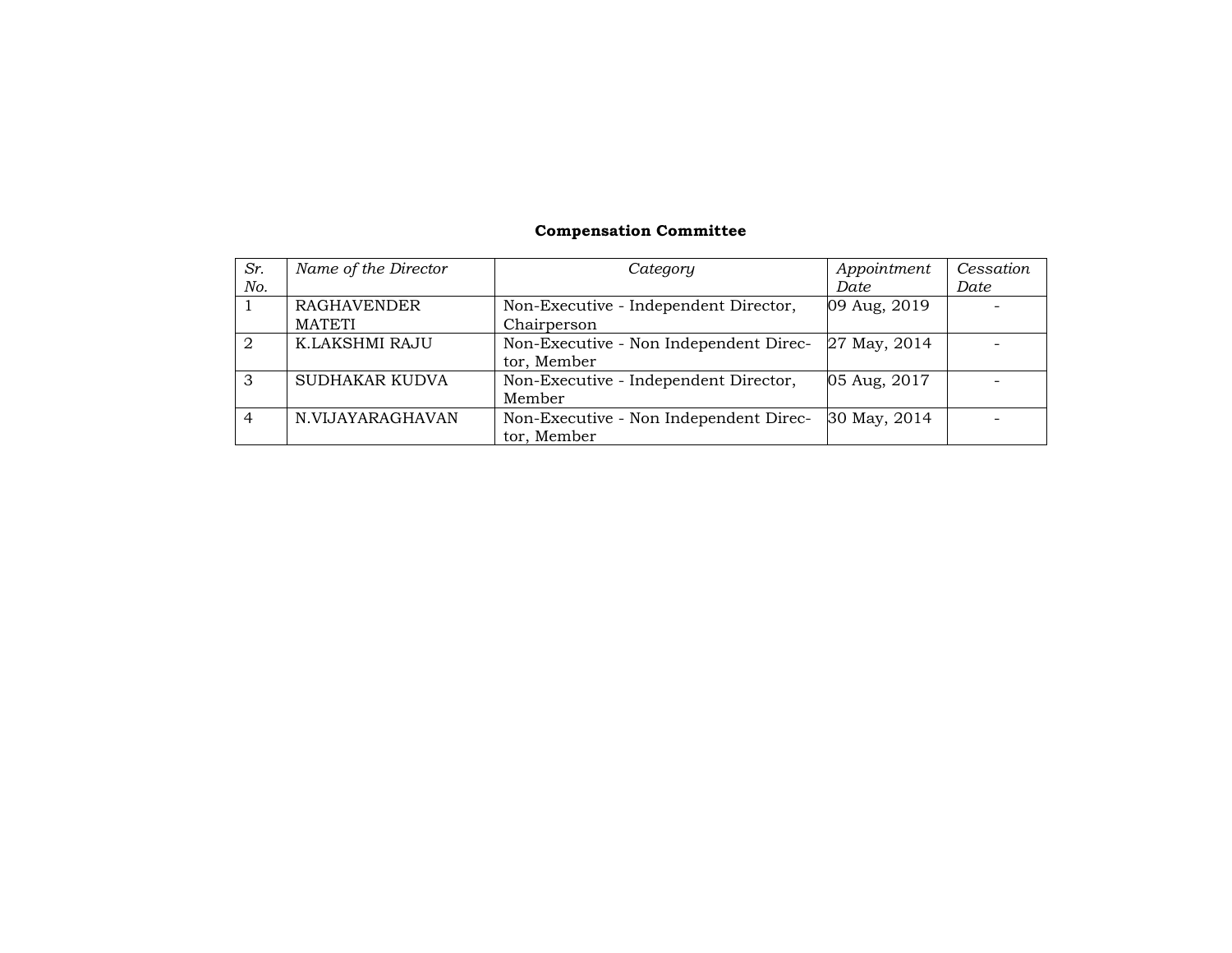**Compensation Committee**

| *Sr. No.* | *Name of the Director* | *Category* | *Appointment Date* | *Cessation Date* |
|---|---|---|---|---|
| 1 | RAGHAVENDER MATETI | Non-Executive - Independent Director, Chairperson | 09 Aug, 2019 | - |
| 2 | K.LAKSHMI RAJU | Non-Executive - Non Independent Director, Member | 27 May, 2014 | - |
| 3 | SUDHAKAR KUDVA | Non-Executive - Independent Director, Member | 05 Aug, 2017 | - |
| 4 | N.VIJAYARAGHAVAN | Non-Executive - Non Independent Director, Member | 30 May, 2014 | - |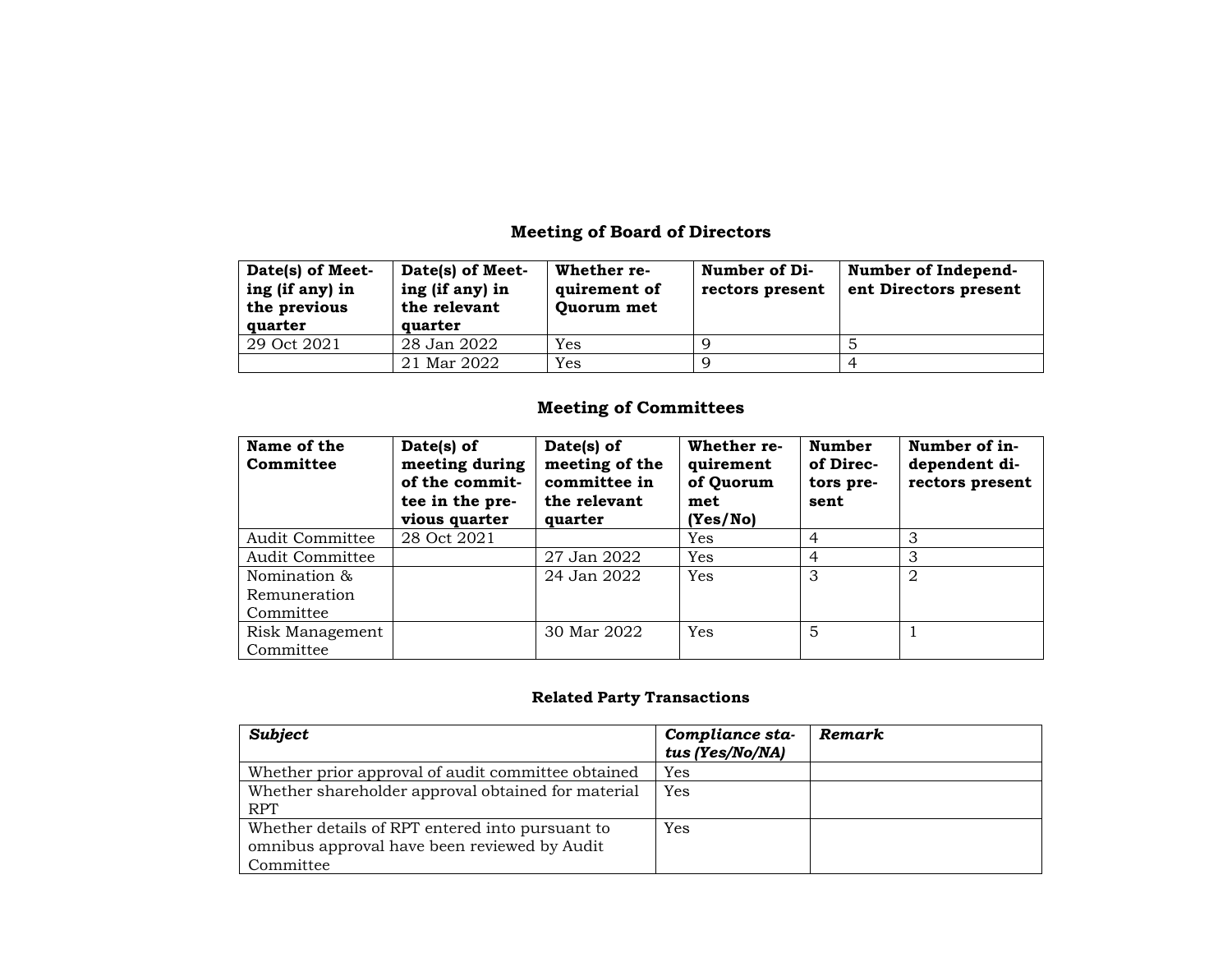### Meeting of Board of Directors

| Date(s) of Meeting (if any) in the previous quarter | Date(s) of Meeting (if any) in the relevant quarter | Whether requirement of Quorum met | Number of Directors present | Number of Independent Directors present |
|---|---|---|---|---|
| 29 Oct 2021 | 28 Jan 2022 | Yes | 9 | 5 |
| | 21 Mar 2022 | Yes | 9 | 4 |

### Meeting of Committees

| Name of the Committee | Date(s) of meeting during of the committee in the previous quarter | Date(s) of meeting of the committee in the relevant quarter | Whether requirement of Quorum met (Yes/No) | Number of Directors present | Number of independent directors present |
|---|---|---|---|---|---|
| Audit Committee | 28 Oct 2021 | | Yes | 4 | 3 |
| Audit Committee | | 27 Jan 2022 | Yes | 4 | 3 |
| Nomination & Remuneration Committee | | 24 Jan 2022 | Yes | 3 | 2 |
| Risk Management Committee | | 30 Mar 2022 | Yes | 5 | 1 |

### Related Party Transactions

| *Subject* | *Compliance status (Yes/No/NA)* | *Remark* |
|---|---|---|
| Whether prior approval of audit committee obtained | Yes | |
| Whether shareholder approval obtained for material RPT | Yes | |
| Whether details of RPT entered into pursuant to omnibus approval have been reviewed by Audit Committee | Yes | |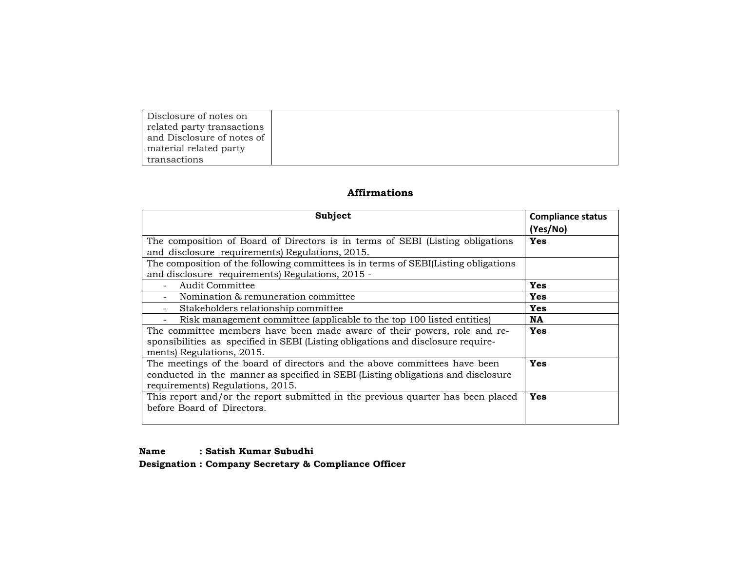| Disclosure of notes on related party transactions and Disclosure of notes of material related party transactions | |
|---|---|

## Affirmations

| Subject | Compliance status (Yes/No) |
|---|---|
| The composition of Board of Directors is in terms of SEBI (Listing obligations and disclosure requirements) Regulations, 2015. | **Yes** |
| The composition of the following committees is in terms of SEBI(Listing obligations and disclosure requirements) Regulations, 2015 - | |
| - Audit Committee | **Yes** |
| - Nomination & remuneration committee | **Yes** |
| - Stakeholders relationship committee | **Yes** |
| - Risk management committee (applicable to the top 100 listed entities) | **NA** |
| The committee members have been made aware of their powers, role and responsibilities as specified in SEBI (Listing obligations and disclosure requirements) Regulations, 2015. | **Yes** |
| The meetings of the board of directors and the above committees have been conducted in the manner as specified in SEBI (Listing obligations and disclosure requirements) Regulations, 2015. | **Yes** |
| This report and/or the report submitted in the previous quarter has been placed before Board of Directors. | **Yes** |

**Name : Satish Kumar Subudhi**
**Designation : Company Secretary & Compliance Officer**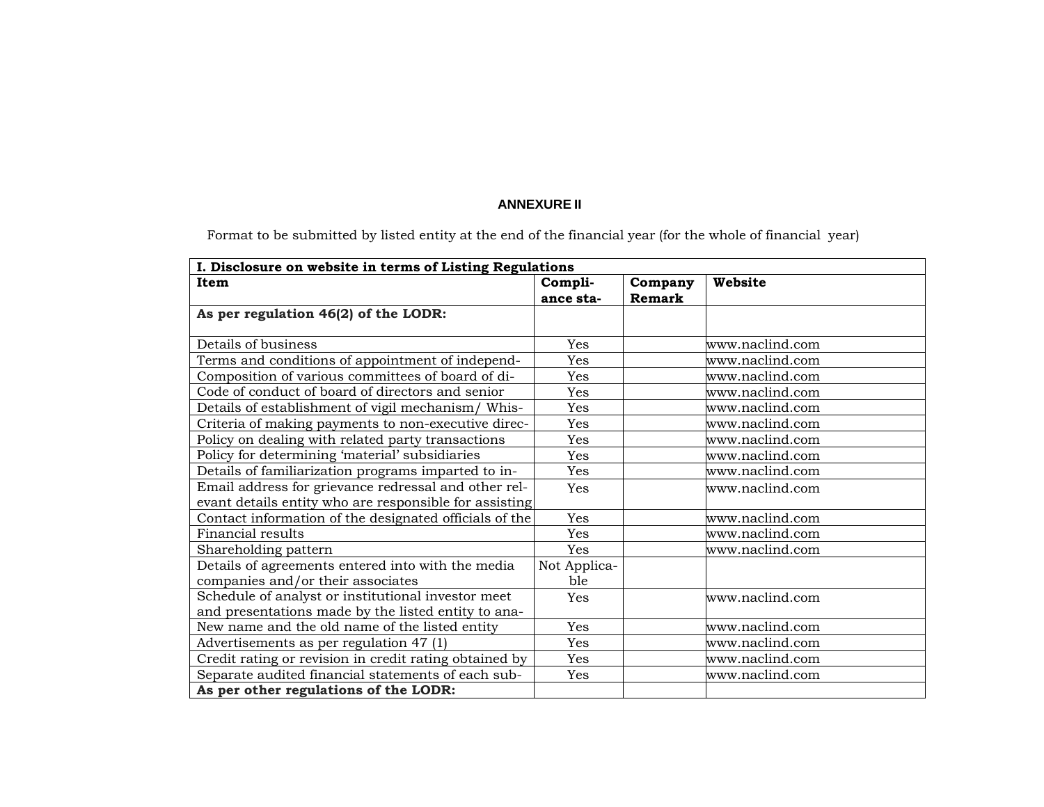**ANNEXURE II**

Format to be submitted by listed entity at the end of the financial year (for the whole of financial year)

| I. Disclosure on website in terms of Listing Regulations | | | |
|---|---|---|---|
| **Item** | **Compli-ance sta-** | **Company Remark** | **Website** |
| **As per regulation 46(2) of the LODR:** | | | |
| Details of business | Yes | | www.naclind.com |
| Terms and conditions of appointment of independ- | Yes | | www.naclind.com |
| Composition of various committees of board of di- | Yes | | www.naclind.com |
| Code of conduct of board of directors and senior | Yes | | www.naclind.com |
| Details of establishment of vigil mechanism/ Whis- | Yes | | www.naclind.com |
| Criteria of making payments to non-executive direc- | Yes | | www.naclind.com |
| Policy on dealing with related party transactions | Yes | | www.naclind.com |
| Policy for determining 'material' subsidiaries | Yes | | www.naclind.com |
| Details of familiarization programs imparted to in- | Yes | | www.naclind.com |
| Email address for grievance redressal and other rel-evant details entity who are responsible for assisting | Yes | | www.naclind.com |
| Contact information of the designated officials of the | Yes | | www.naclind.com |
| Financial results | Yes | | www.naclind.com |
| Shareholding pattern | Yes | | www.naclind.com |
| Details of agreements entered into with the media companies and/or their associates | Not Applica-ble | | |
| Schedule of analyst or institutional investor meet and presentations made by the listed entity to ana- | Yes | | www.naclind.com |
| New name and the old name of the listed entity | Yes | | www.naclind.com |
| Advertisements as per regulation 47 (1) | Yes | | www.naclind.com |
| Credit rating or revision in credit rating obtained by | Yes | | www.naclind.com |
| Separate audited financial statements of each sub- | Yes | | www.naclind.com |
| **As per other regulations of the LODR:** | | | |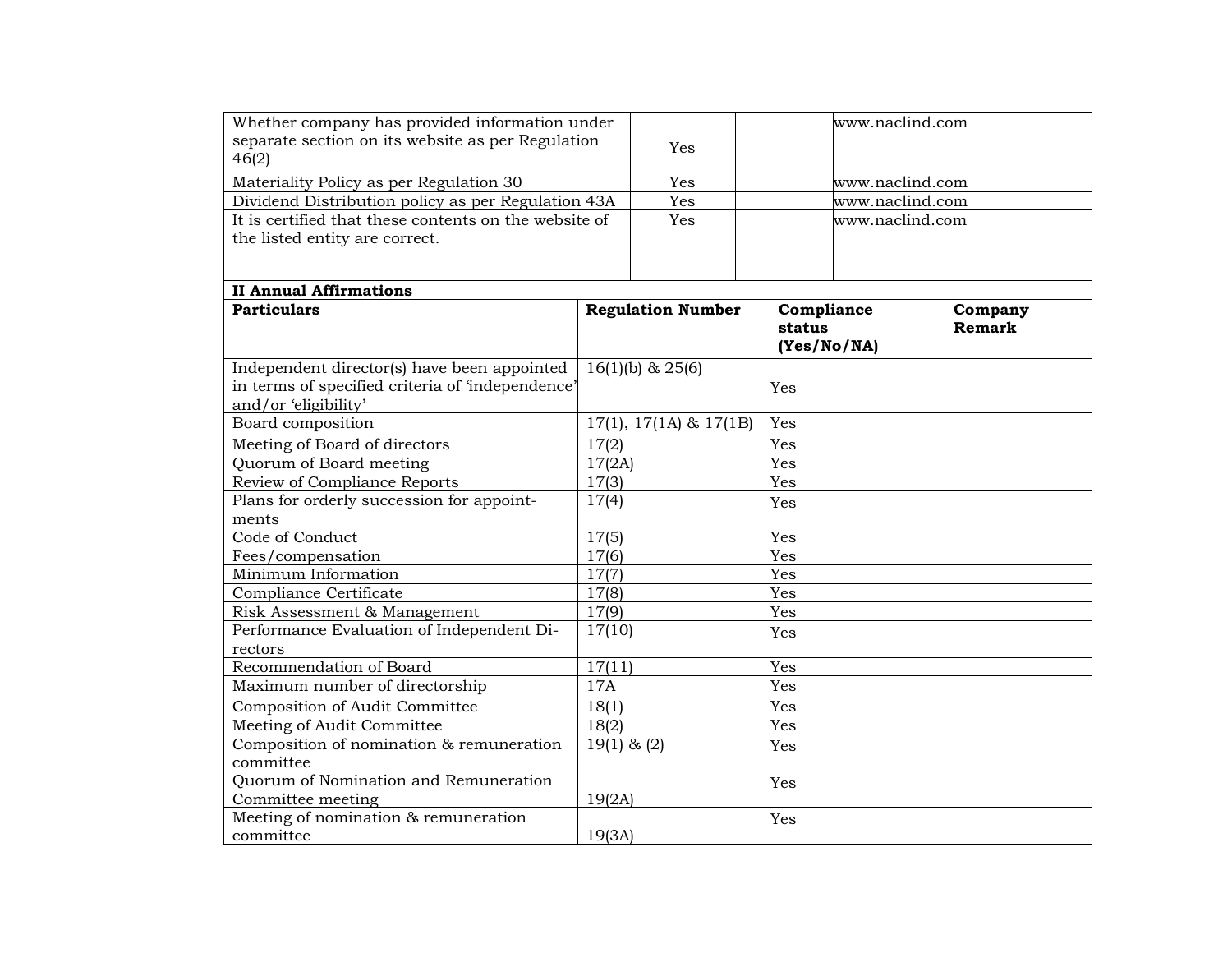| Whether company has provided information under separate section on its website as per Regulation 46(2) | Yes | | www.naclind.com |
|---|---|---|---|
| Materiality Policy as per Regulation 30 | Yes | | www.naclind.com |
| Dividend Distribution policy as per Regulation 43A | Yes | | www.naclind.com |
| It is certified that these contents on the website of the listed entity are correct. | Yes | | www.naclind.com |

**II Annual Affirmations**

| **Particulars** | **Regulation Number** | **Compliance status (Yes/No/NA)** | **Company Remark** |
|---|---|---|---|
| Independent director(s) have been appointed in terms of specified criteria of 'independence' and/or 'eligibility' | 16(1)(b) & 25(6) | Yes | |
| Board composition | 17(1), 17(1A) & 17(1B) | Yes | |
| Meeting of Board of directors | 17(2) | Yes | |
| Quorum of Board meeting | 17(2A) | Yes | |
| Review of Compliance Reports | 17(3) | Yes | |
| Plans for orderly succession for appointments | 17(4) | Yes | |
| Code of Conduct | 17(5) | Yes | |
| Fees/compensation | 17(6) | Yes | |
| Minimum Information | 17(7) | Yes | |
| Compliance Certificate | 17(8) | Yes | |
| Risk Assessment & Management | 17(9) | Yes | |
| Performance Evaluation of Independent Directors | 17(10) | Yes | |
| Recommendation of Board | 17(11) | Yes | |
| Maximum number of directorship | 17A | Yes | |
| Composition of Audit Committee | 18(1) | Yes | |
| Meeting of Audit Committee | 18(2) | Yes | |
| Composition of nomination & remuneration committee | 19(1) & (2) | Yes | |
| Quorum of Nomination and Remuneration Committee meeting | 19(2A) | Yes | |
| Meeting of nomination & remuneration committee | 19(3A) | Yes | |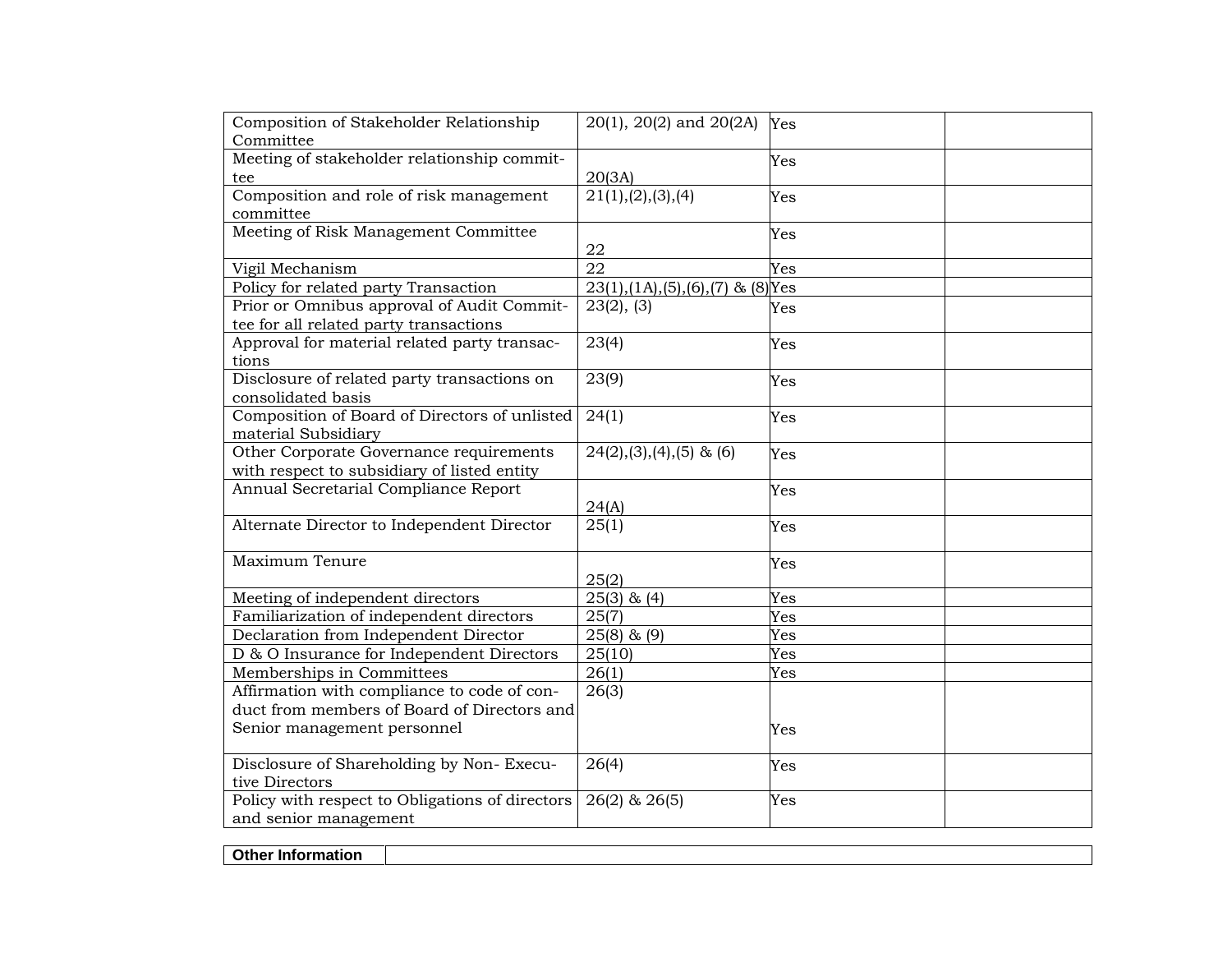| Composition of Stakeholder Relationship Committee | 20(1), 20(2) and 20(2A) | Yes | |
|---|---|---|---|
| Meeting of stakeholder relationship committee | 20(3A) | Yes | |
| Composition and role of risk management committee | 21(1),(2),(3),(4) | Yes | |
| Meeting of Risk Management Committee | 22 | Yes | |
| Vigil Mechanism | 22 | Yes | |
| Policy for related party Transaction | 23(1),(1A),(5),(6),(7) & (8) | Yes | |
| Prior or Omnibus approval of Audit Committee for all related party transactions | 23(2), (3) | Yes | |
| Approval for material related party transactions | 23(4) | Yes | |
| Disclosure of related party transactions on consolidated basis | 23(9) | Yes | |
| Composition of Board of Directors of unlisted material Subsidiary | 24(1) | Yes | |
| Other Corporate Governance requirements with respect to subsidiary of listed entity | 24(2),(3),(4),(5) & (6) | Yes | |
| Annual Secretarial Compliance Report | 24(A) | Yes | |
| Alternate Director to Independent Director | 25(1) | Yes | |
| Maximum Tenure | 25(2) | Yes | |
| Meeting of independent directors | 25(3) & (4) | Yes | |
| Familiarization of independent directors | 25(7) | Yes | |
| Declaration from Independent Director | 25(8) & (9) | Yes | |
| D & O Insurance for Independent Directors | 25(10) | Yes | |
| Memberships in Committees | 26(1) | Yes | |
| Affirmation with compliance to code of conduct from members of Board of Directors and Senior management personnel | 26(3) | Yes | |
| Disclosure of Shareholding by Non- Executive Directors | 26(4) | Yes | |
| Policy with respect to Obligations of directors and senior management | 26(2) & 26(5) | Yes | |

| **Other Information** | |
|---|---|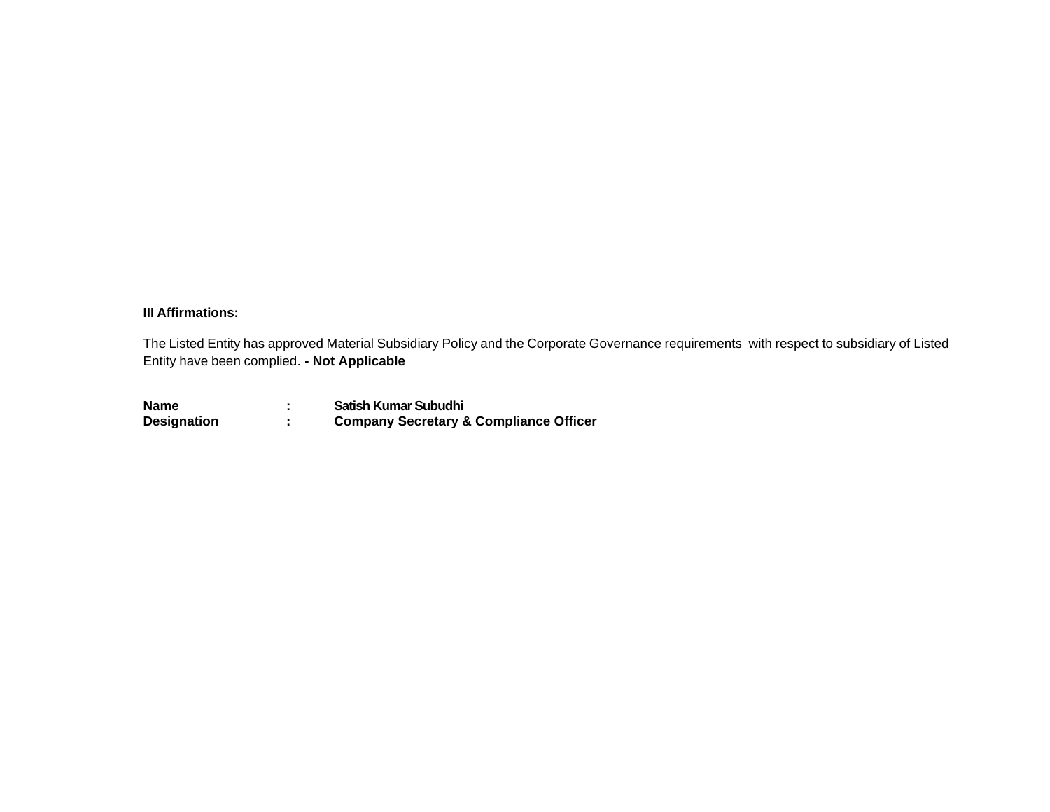**III Affirmations:**

The Listed Entity has approved Material Subsidiary Policy and the Corporate Governance requirements with respect to subsidiary of Listed Entity have been complied. **- Not Applicable**

| | | |
|---|---|---|
| **Name** | **:** | **Satish Kumar Subudhi** |
| **Designation** | **:** | **Company Secretary & Compliance Officer** |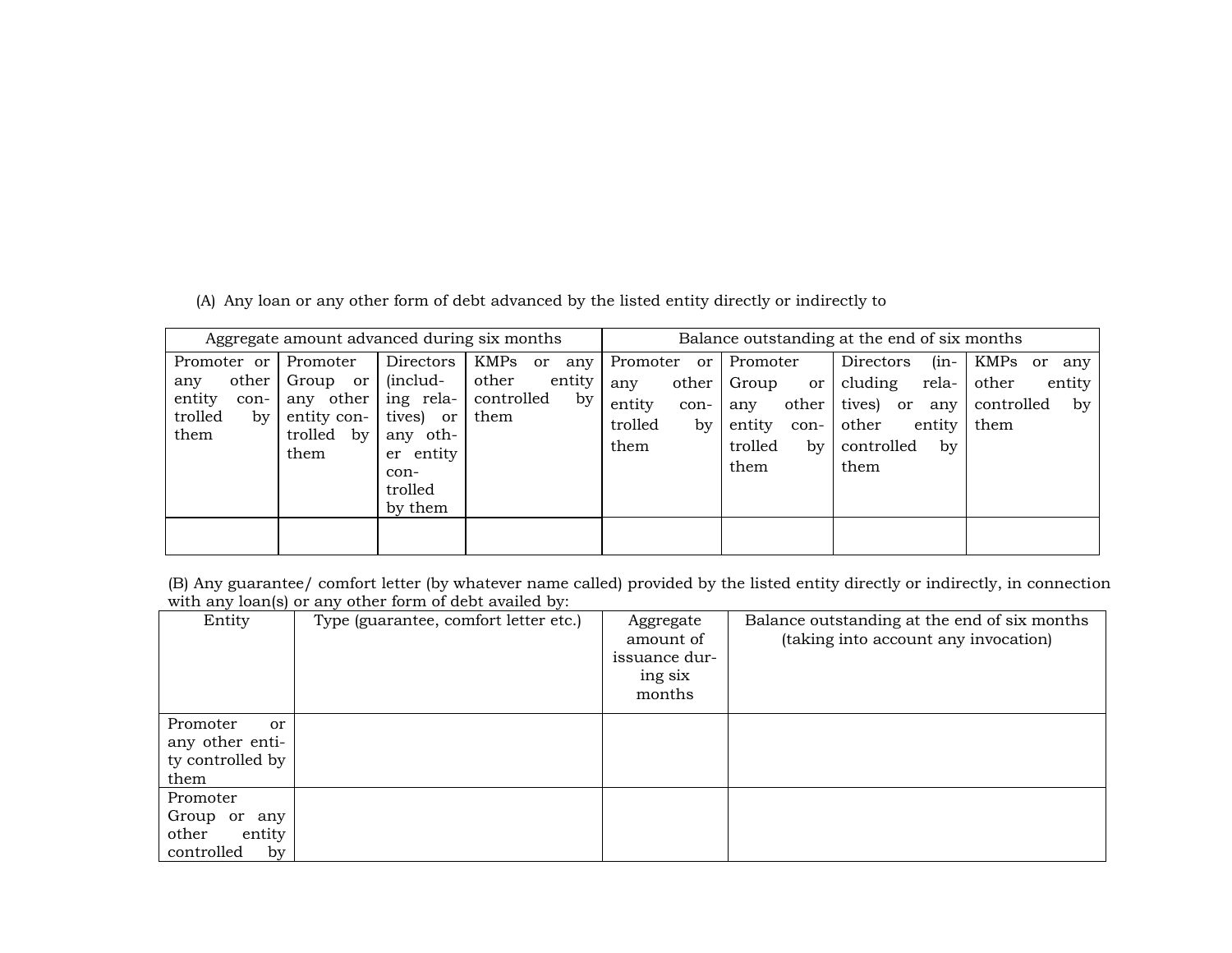(A) Any loan or any other form of debt advanced by the listed entity directly or indirectly to

| Aggregate amount advanced during six months | | | | Balance outstanding at the end of six months | | | |
|---|---|---|---|---|---|---|---|
| Promoter or any other entity controlled by them | Promoter Group or any other entity controlled by them | Directors (including relatives) or any other entity controlled by them | KMPs or any other entity controlled by them | Promoter or any other entity controlled by them | Promoter Group or any other entity controlled by them | Directors (including relatives) or any other entity controlled by them | KMPs or any other entity controlled by them |
| | | | | | | | |

(B) Any guarantee/ comfort letter (by whatever name called) provided by the listed entity directly or indirectly, in connection with any loan(s) or any other form of debt availed by:

| Entity | Type (guarantee, comfort letter etc.) | Aggregate amount of issuance during six months | Balance outstanding at the end of six months (taking into account any invocation) |
|---|---|---|---|
| Promoter or any other entity controlled by them | | | |
| Promoter Group or any other entity controlled by | | | |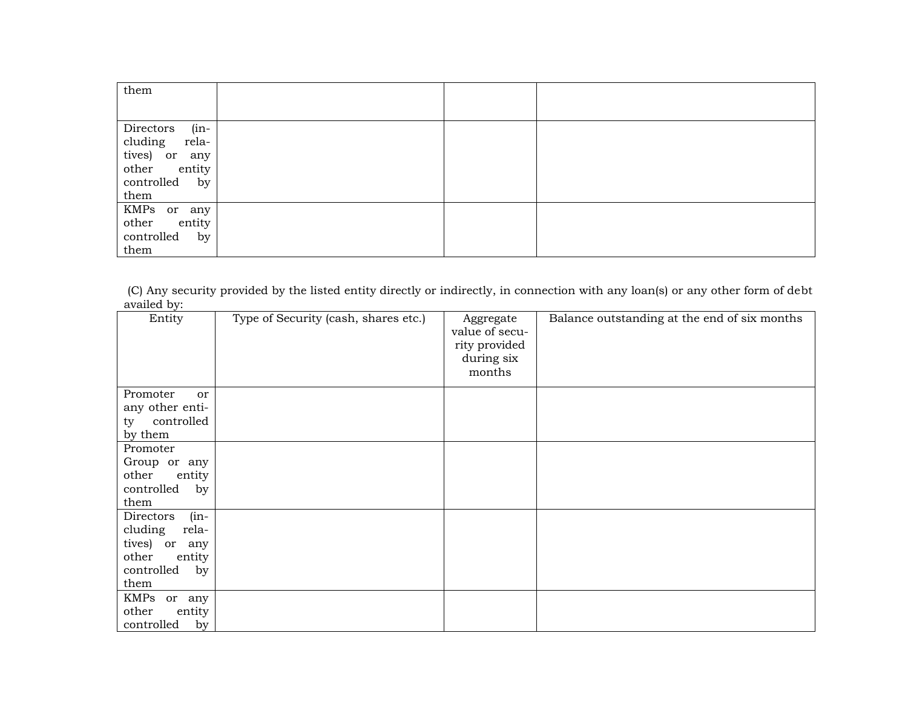| | | | |
|---|---|---|---|
| them | | | |
| Directors (including relatives) or any other entity controlled by them | | | |
| KMPs or any other entity controlled by them | | | |

(C) Any security provided by the listed entity directly or indirectly, in connection with any loan(s) or any other form of debt availed by:

| Entity | Type of Security (cash, shares etc.) | Aggregate value of security provided during six months | Balance outstanding at the end of six months |
|---|---|---|---|
| Promoter or any other entity controlled by them | | | |
| Promoter Group or any other entity controlled by them | | | |
| Directors (including relatives) or any other entity controlled by them | | | |
| KMPs or any other entity controlled by | | | |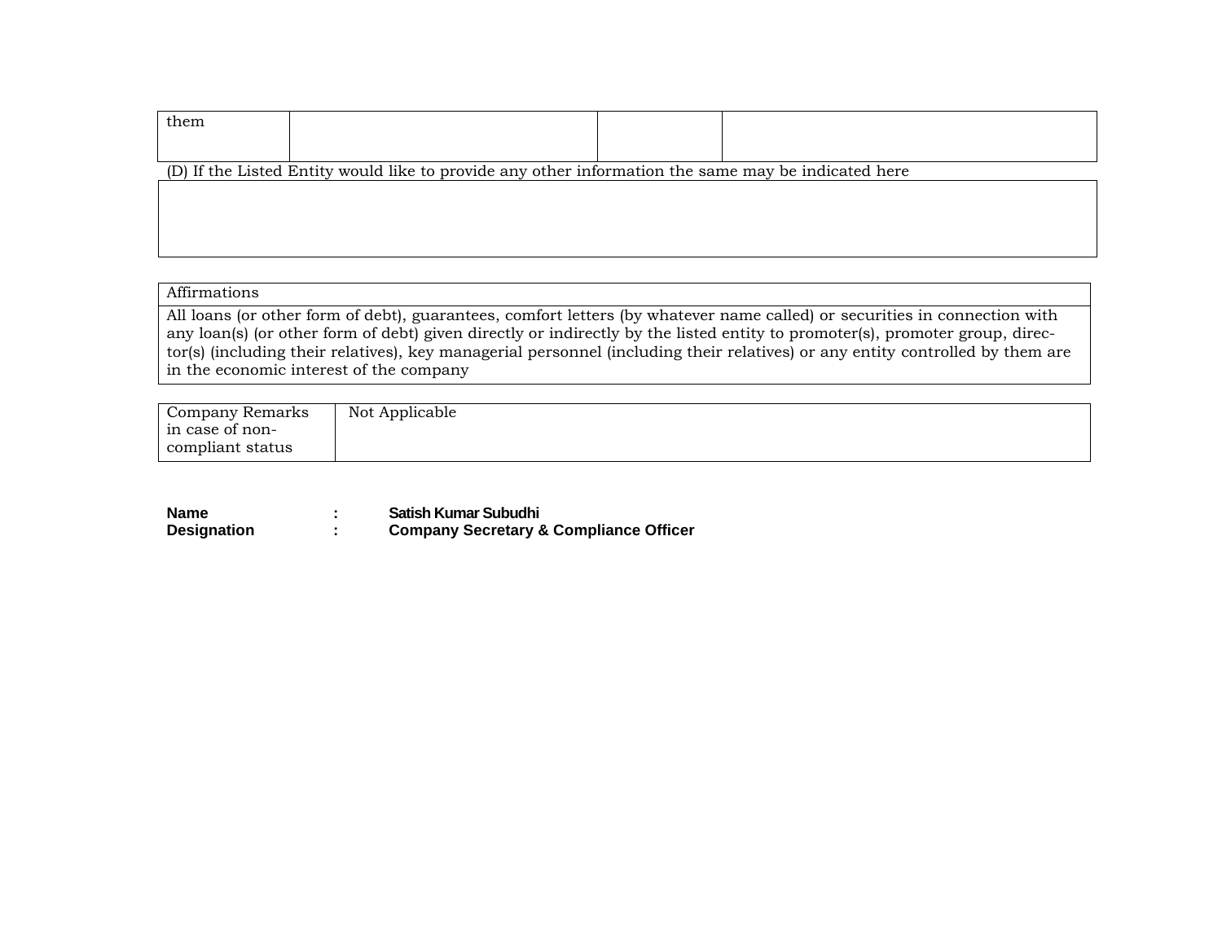| | | | |
|---|---|---|---|
| them | | | |

(D) If the Listed Entity would like to provide any other information the same may be indicated here

| |
|---|
| |

| |
|---|
| Affirmations |
| All loans (or other form of debt), guarantees, comfort letters (by whatever name called) or securities in connection with any loan(s) (or other form of debt) given directly or indirectly by the listed entity to promoter(s), promoter group, director(s) (including their relatives), key managerial personnel (including their relatives) or any entity controlled by them are in the economic interest of the company |

| | |
|---|---|
| Company Remarks in case of non-compliant status | Not Applicable |

**Name** : **Satish Kumar Subudhi**
**Designation** : **Company Secretary & Compliance Officer**